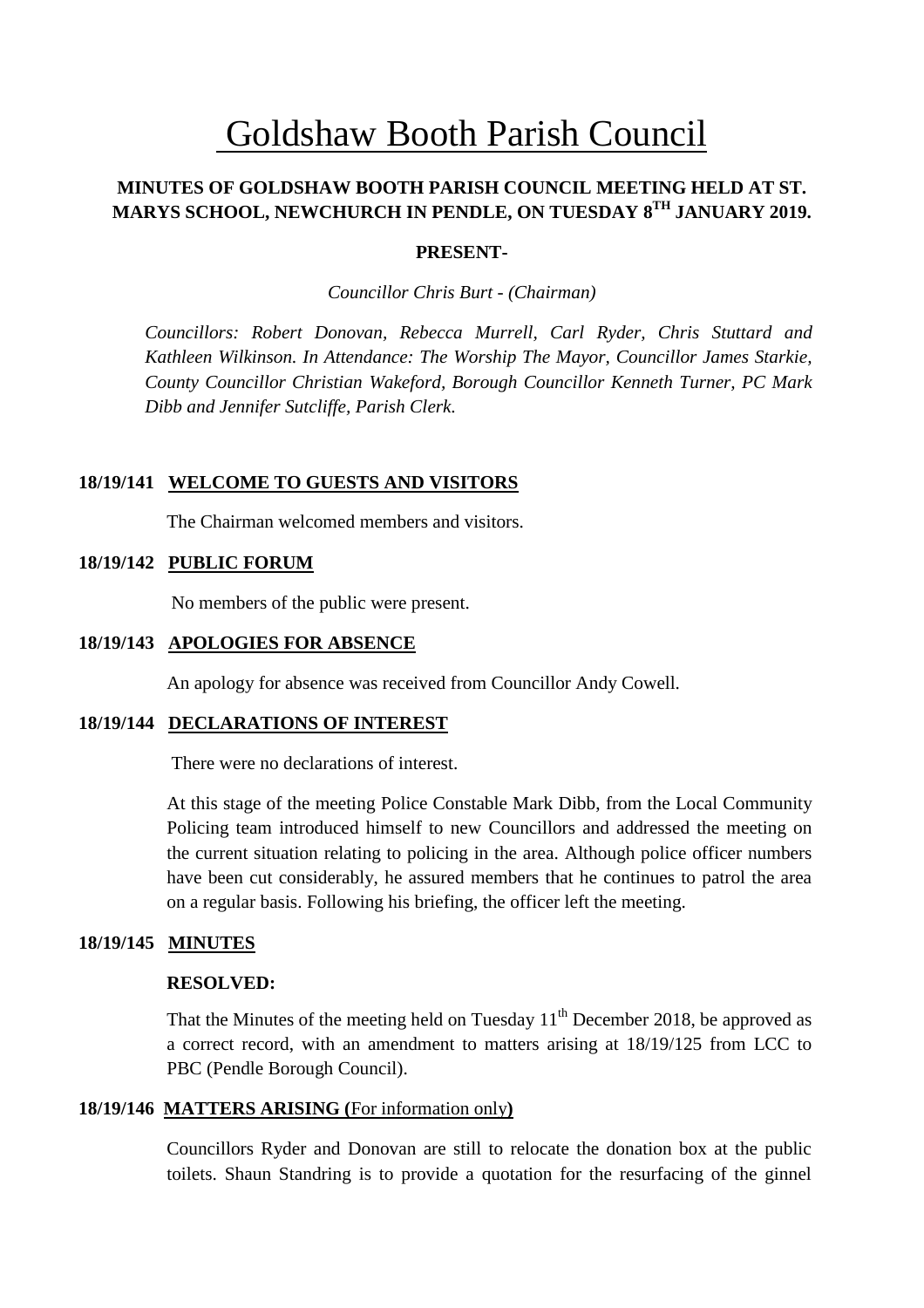# Goldshaw Booth Parish Council

**MINUTES OF GOLDSHAW BOOTH PARISH COUNCIL MEETING HELD AT ST. MARYS SCHOOL, NEWCHURCH IN PENDLE, ON TUESDAY 8TH JANUARY 2019.**

**PRESENT-**

*Councillor Chris Burt - (Chairman)*

*Councillors: Robert Donovan, Rebecca Murrell, Carl Ryder, Chris Stuttard and Kathleen Wilkinson. In Attendance: The Worship The Mayor, Councillor James Starkie, County Councillor Christian Wakeford, Borough Councillor Kenneth Turner, PC Mark Dibb and Jennifer Sutcliffe, Parish Clerk.*

**18/19/141 WELCOME TO GUESTS AND VISITORS**

The Chairman welcomed members and visitors.

**18/19/142 PUBLIC FORUM**

No members of the public were present.

**18/19/143 APOLOGIES FOR ABSENCE**

An apology for absence was received from Councillor Andy Cowell.

**18/19/144 DECLARATIONS OF INTEREST**

There were no declarations of interest.

At this stage of the meeting Police Constable Mark Dibb, from the Local Community Policing team introduced himself to new Councillors and addressed the meeting on the current situation relating to policing in the area. Although police officer numbers have been cut considerably, he assured members that he continues to patrol the area on a regular basis. Following his briefing, the officer left the meeting.

**18/19/145 MINUTES**

**RESOLVED:**

That the Minutes of the meeting held on Tuesday 11th December 2018, be approved as a correct record, with an amendment to matters arising at 18/19/125 from LCC to PBC (Pendle Borough Council).

**18/19/146 MATTERS ARISING (**For information only**)**

Councillors Ryder and Donovan are still to relocate the donation box at the public toilets. Shaun Standring is to provide a quotation for the resurfacing of the ginnel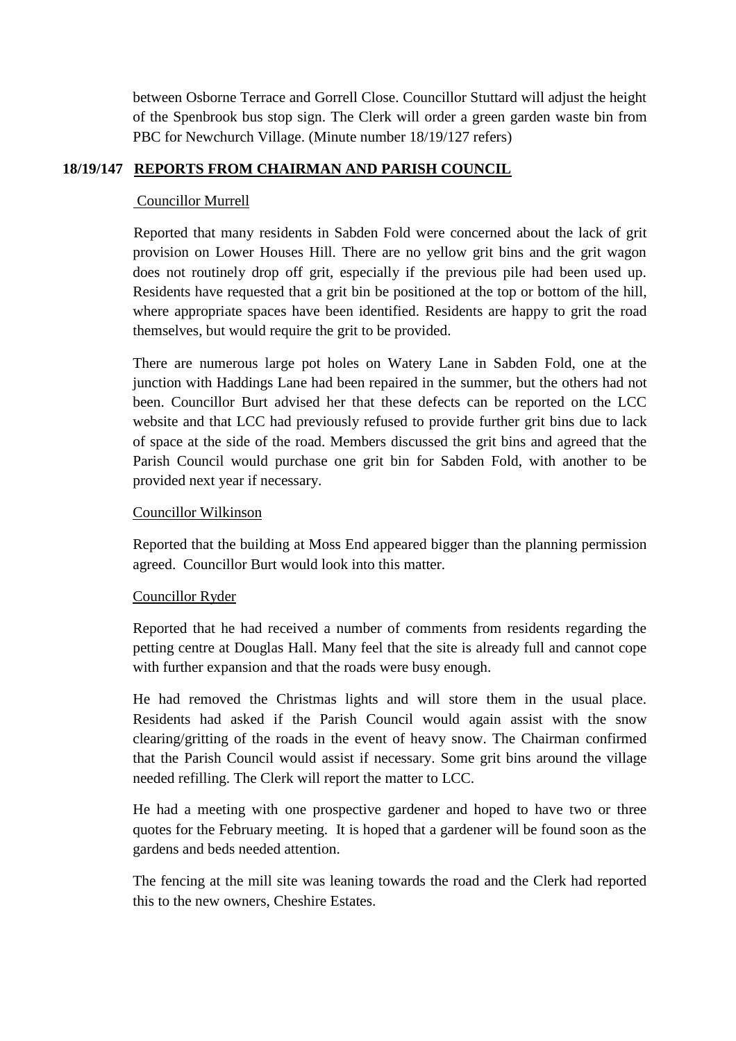between Osborne Terrace and Gorrell Close. Councillor Stuttard will adjust the height of the Spenbrook bus stop sign. The Clerk will order a green garden waste bin from PBC for Newchurch Village. (Minute number 18/19/127 refers)

## 18/19/147 REPORTS FROM CHAIRMAN AND PARISH COUNCIL

Councillor Murrell

Reported that many residents in Sabden Fold were concerned about the lack of grit provision on Lower Houses Hill. There are no yellow grit bins and the grit wagon does not routinely drop off grit, especially if the previous pile had been used up. Residents have requested that a grit bin be positioned at the top or bottom of the hill, where appropriate spaces have been identified. Residents are happy to grit the road themselves, but would require the grit to be provided.

There are numerous large pot holes on Watery Lane in Sabden Fold, one at the junction with Haddings Lane had been repaired in the summer, but the others had not been. Councillor Burt advised her that these defects can be reported on the LCC website and that LCC had previously refused to provide further grit bins due to lack of space at the side of the road. Members discussed the grit bins and agreed that the Parish Council would purchase one grit bin for Sabden Fold, with another to be provided next year if necessary.

Councillor Wilkinson

Reported that the building at Moss End appeared bigger than the planning permission agreed. Councillor Burt would look into this matter.

Councillor Ryder

Reported that he had received a number of comments from residents regarding the petting centre at Douglas Hall. Many feel that the site is already full and cannot cope with further expansion and that the roads were busy enough.

He had removed the Christmas lights and will store them in the usual place. Residents had asked if the Parish Council would again assist with the snow clearing/gritting of the roads in the event of heavy snow. The Chairman confirmed that the Parish Council would assist if necessary. Some grit bins around the village needed refilling. The Clerk will report the matter to LCC.

He had a meeting with one prospective gardener and hoped to have two or three quotes for the February meeting. It is hoped that a gardener will be found soon as the gardens and beds needed attention.

The fencing at the mill site was leaning towards the road and the Clerk had reported this to the new owners, Cheshire Estates.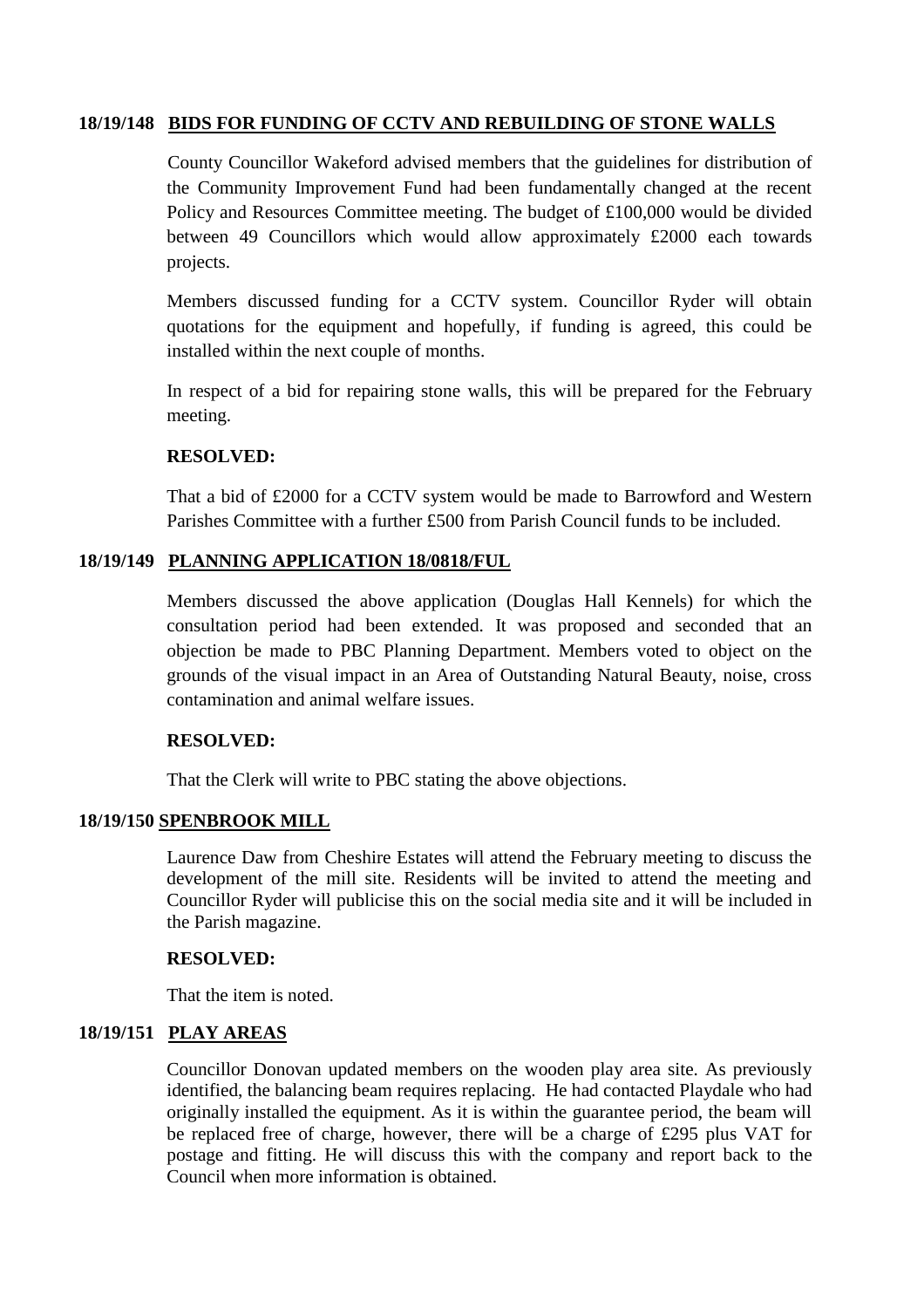### 18/19/148 BIDS FOR FUNDING OF CCTV AND REBUILDING OF STONE WALLS

County Councillor Wakeford advised members that the guidelines for distribution of the Community Improvement Fund had been fundamentally changed at the recent Policy and Resources Committee meeting. The budget of £100,000 would be divided between 49 Councillors which would allow approximately £2000 each towards projects.

Members discussed funding for a CCTV system. Councillor Ryder will obtain quotations for the equipment and hopefully, if funding is agreed, this could be installed within the next couple of months.

In respect of a bid for repairing stone walls, this will be prepared for the February meeting.

**RESOLVED:**

That a bid of £2000 for a CCTV system would be made to Barrowford and Western Parishes Committee with a further £500 from Parish Council funds to be included.

### 18/19/149 PLANNING APPLICATION 18/0818/FUL

Members discussed the above application (Douglas Hall Kennels) for which the consultation period had been extended. It was proposed and seconded that an objection be made to PBC Planning Department. Members voted to object on the grounds of the visual impact in an Area of Outstanding Natural Beauty, noise, cross contamination and animal welfare issues.

**RESOLVED:**

That the Clerk will write to PBC stating the above objections.

### 18/19/150 SPENBROOK MILL

Laurence Daw from Cheshire Estates will attend the February meeting to discuss the development of the mill site. Residents will be invited to attend the meeting and Councillor Ryder will publicise this on the social media site and it will be included in the Parish magazine.

**RESOLVED:**

That the item is noted.

### 18/19/151 PLAY AREAS

Councillor Donovan updated members on the wooden play area site. As previously identified, the balancing beam requires replacing. He had contacted Playdale who had originally installed the equipment. As it is within the guarantee period, the beam will be replaced free of charge, however, there will be a charge of £295 plus VAT for postage and fitting. He will discuss this with the company and report back to the Council when more information is obtained.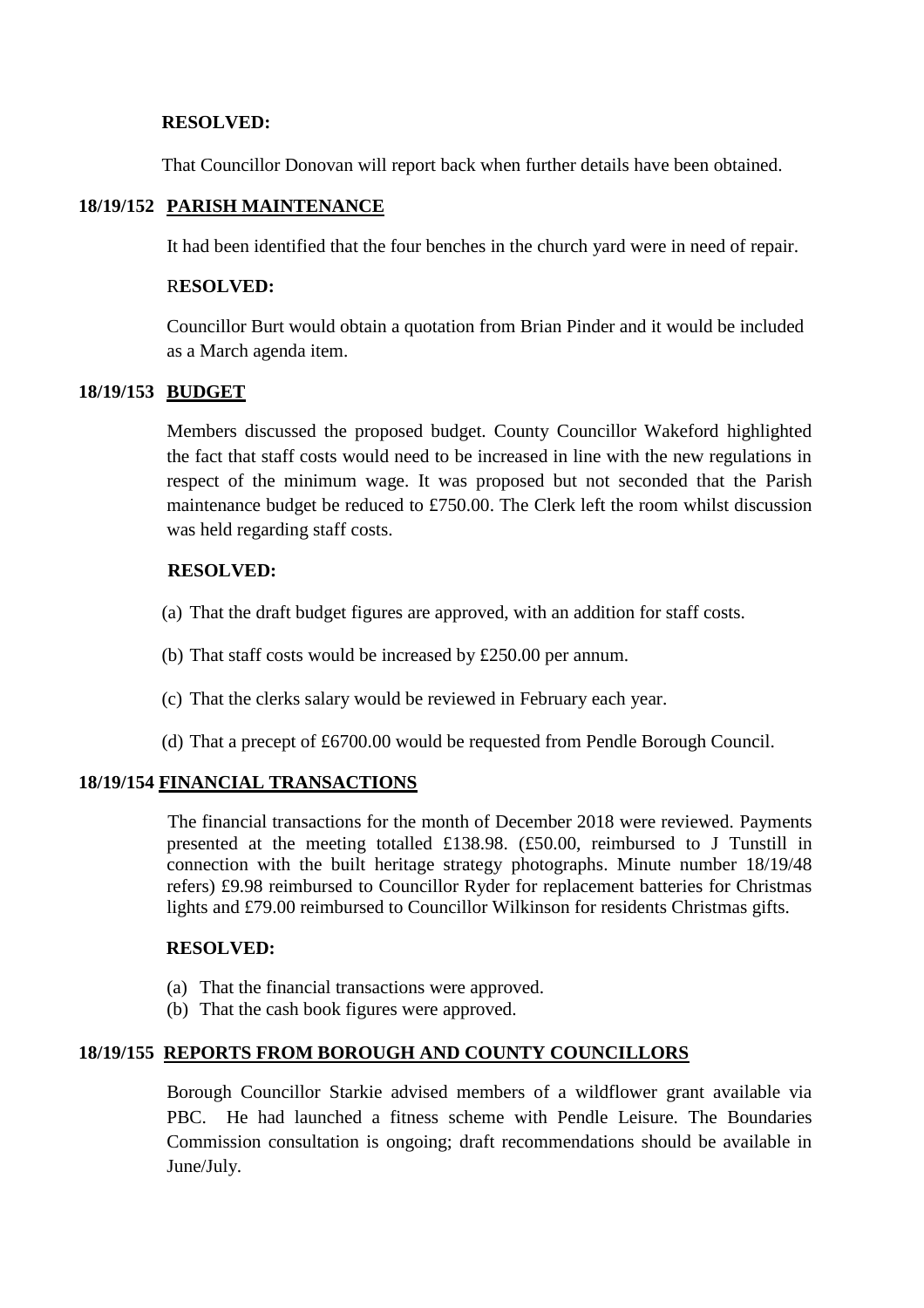**RESOLVED:**

That Councillor Donovan will report back when further details have been obtained.

**18/19/152 PARISH MAINTENANCE**

It had been identified that the four benches in the church yard were in need of repair.

R**ESOLVED:**

Councillor Burt would obtain a quotation from Brian Pinder and it would be included as a March agenda item.

**18/19/153 BUDGET**

Members discussed the proposed budget. County Councillor Wakeford highlighted the fact that staff costs would need to be increased in line with the new regulations in respect of the minimum wage. It was proposed but not seconded that the Parish maintenance budget be reduced to £750.00. The Clerk left the room whilst discussion was held regarding staff costs.

**RESOLVED:**

(a) That the draft budget figures are approved, with an addition for staff costs.

(b) That staff costs would be increased by £250.00 per annum.

(c) That the clerks salary would be reviewed in February each year.

(d) That a precept of £6700.00 would be requested from Pendle Borough Council.

**18/19/154 FINANCIAL TRANSACTIONS**

The financial transactions for the month of December 2018 were reviewed. Payments presented at the meeting totalled £138.98. (£50.00, reimbursed to J Tunstill in connection with the built heritage strategy photographs. Minute number 18/19/48 refers) £9.98 reimbursed to Councillor Ryder for replacement batteries for Christmas lights and £79.00 reimbursed to Councillor Wilkinson for residents Christmas gifts.

**RESOLVED:**

(a) That the financial transactions were approved.
(b) That the cash book figures were approved.

**18/19/155 REPORTS FROM BOROUGH AND COUNTY COUNCILLORS**

Borough Councillor Starkie advised members of a wildflower grant available via PBC. He had launched a fitness scheme with Pendle Leisure. The Boundaries Commission consultation is ongoing; draft recommendations should be available in June/July.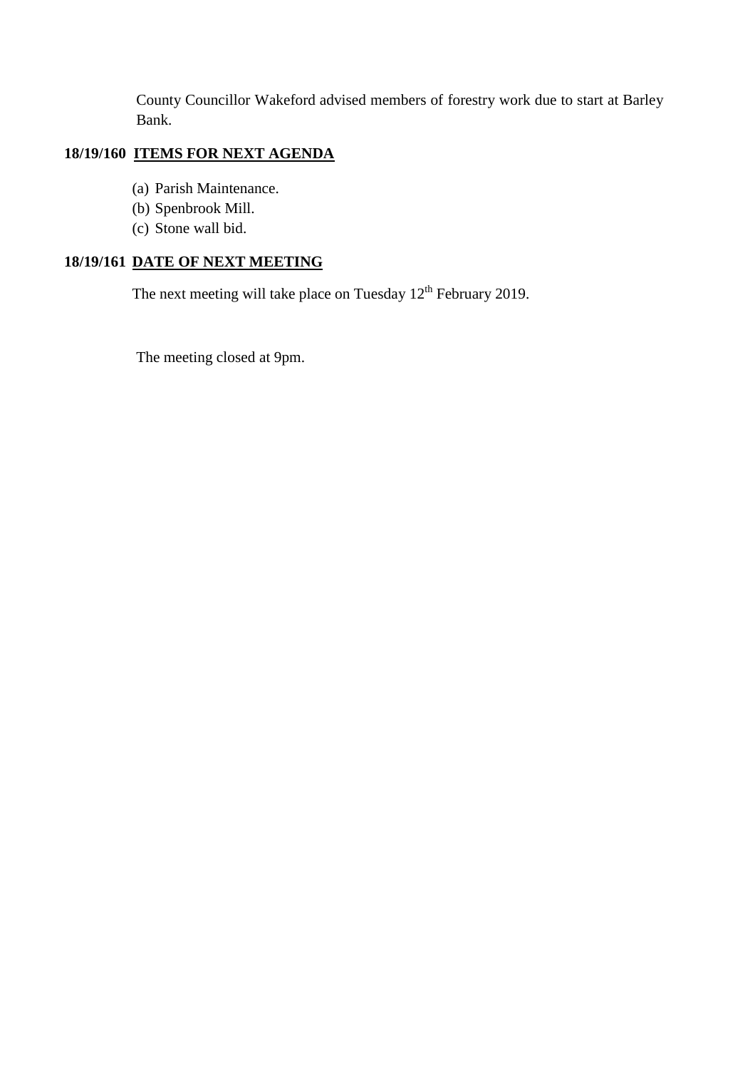County Councillor Wakeford advised members of forestry work due to start at Barley Bank.

**18/19/160 ITEMS FOR NEXT AGENDA**

(a) Parish Maintenance.
(b) Spenbrook Mill.
(c) Stone wall bid.

**18/19/161 DATE OF NEXT MEETING**

The next meeting will take place on Tuesday 12th February 2019.

The meeting closed at 9pm.